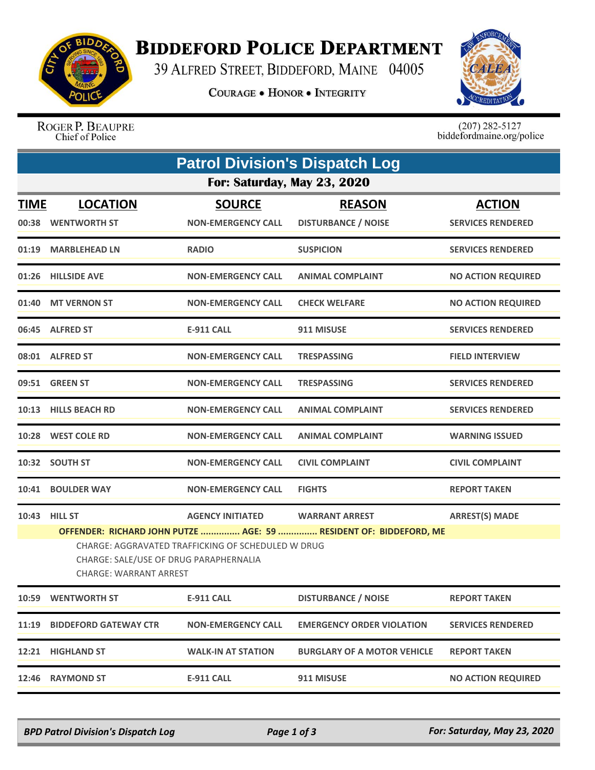# Biddeford Police Department

39 Alfred Street, Biddeford, Maine 04005

**Courage • Honor • Integrity**

Roger P. Beaupre
Chief of Police

(207) 282-5127
biddefordmaine.org/police

## Patrol Division's Dispatch Log

### For: Saturday, May 23, 2020

| TIME | LOCATION | SOURCE | REASON | ACTION |
|---|---|---|---|---|
| 00:38 | WENTWORTH ST | NON-EMERGENCY CALL | DISTURBANCE / NOISE | SERVICES RENDERED |
| 01:19 | MARBLEHEAD LN | RADIO | SUSPICION | SERVICES RENDERED |
| 01:26 | HILLSIDE AVE | NON-EMERGENCY CALL | ANIMAL COMPLAINT | NO ACTION REQUIRED |
| 01:40 | MT VERNON ST | NON-EMERGENCY CALL | CHECK WELFARE | NO ACTION REQUIRED |
| 06:45 | ALFRED ST | E-911 CALL | 911 MISUSE | SERVICES RENDERED |
| 08:01 | ALFRED ST | NON-EMERGENCY CALL | TRESPASSING | FIELD INTERVIEW |
| 09:51 | GREEN ST | NON-EMERGENCY CALL | TRESPASSING | SERVICES RENDERED |
| 10:13 | HILLS BEACH RD | NON-EMERGENCY CALL | ANIMAL COMPLAINT | SERVICES RENDERED |
| 10:28 | WEST COLE RD | NON-EMERGENCY CALL | ANIMAL COMPLAINT | WARNING ISSUED |
| 10:32 | SOUTH ST | NON-EMERGENCY CALL | CIVIL COMPLAINT | CIVIL COMPLAINT |
| 10:41 | BOULDER WAY | NON-EMERGENCY CALL | FIGHTS | REPORT TAKEN |
| 10:43 | HILL ST | AGENCY INITIATED | WARRANT ARREST | ARREST(S) MADE |

**OFFENDER: RICHARD JOHN PUTZE ............... AGE: 59 ............... RESIDENT OF: BIDDEFORD, ME**

CHARGE: AGGRAVATED TRAFFICKING OF SCHEDULED W DRUG
CHARGE: SALE/USE OF DRUG PARAPHERNALIA
CHARGE: WARRANT ARREST

| TIME | LOCATION | SOURCE | REASON | ACTION |
|---|---|---|---|---|
| 10:59 | WENTWORTH ST | E-911 CALL | DISTURBANCE / NOISE | REPORT TAKEN |
| 11:19 | BIDDEFORD GATEWAY CTR | NON-EMERGENCY CALL | EMERGENCY ORDER VIOLATION | SERVICES RENDERED |
| 12:21 | HIGHLAND ST | WALK-IN AT STATION | BURGLARY OF A MOTOR VEHICLE | REPORT TAKEN |
| 12:46 | RAYMOND ST | E-911 CALL | 911 MISUSE | NO ACTION REQUIRED |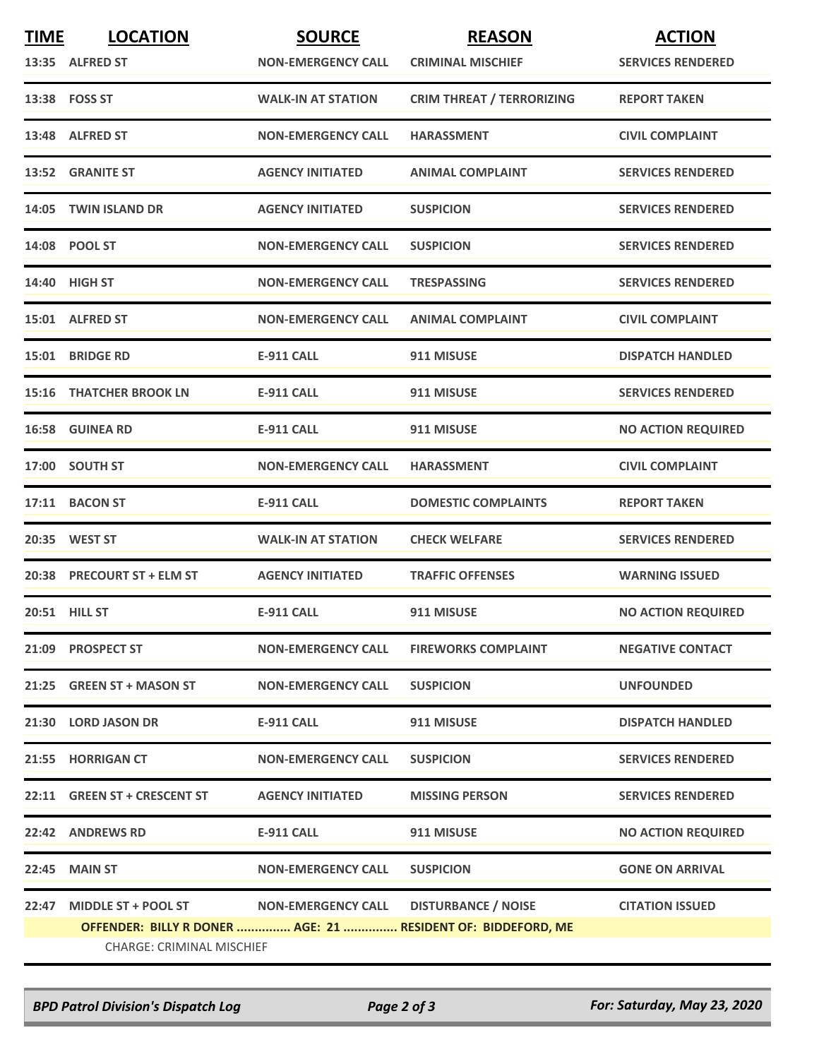| TIME | LOCATION | SOURCE | REASON | ACTION |
|---|---|---|---|---|
| 13:35 | ALFRED ST | NON-EMERGENCY CALL | CRIMINAL MISCHIEF | SERVICES RENDERED |
| 13:38 | FOSS ST | WALK-IN AT STATION | CRIM THREAT / TERRORIZING | REPORT TAKEN |
| 13:48 | ALFRED ST | NON-EMERGENCY CALL | HARASSMENT | CIVIL COMPLAINT |
| 13:52 | GRANITE ST | AGENCY INITIATED | ANIMAL COMPLAINT | SERVICES RENDERED |
| 14:05 | TWIN ISLAND DR | AGENCY INITIATED | SUSPICION | SERVICES RENDERED |
| 14:08 | POOL ST | NON-EMERGENCY CALL | SUSPICION | SERVICES RENDERED |
| 14:40 | HIGH ST | NON-EMERGENCY CALL | TRESPASSING | SERVICES RENDERED |
| 15:01 | ALFRED ST | NON-EMERGENCY CALL | ANIMAL COMPLAINT | CIVIL COMPLAINT |
| 15:01 | BRIDGE RD | E-911 CALL | 911 MISUSE | DISPATCH HANDLED |
| 15:16 | THATCHER BROOK LN | E-911 CALL | 911 MISUSE | SERVICES RENDERED |
| 16:58 | GUINEA RD | E-911 CALL | 911 MISUSE | NO ACTION REQUIRED |
| 17:00 | SOUTH ST | NON-EMERGENCY CALL | HARASSMENT | CIVIL COMPLAINT |
| 17:11 | BACON ST | E-911 CALL | DOMESTIC COMPLAINTS | REPORT TAKEN |
| 20:35 | WEST ST | WALK-IN AT STATION | CHECK WELFARE | SERVICES RENDERED |
| 20:38 | PRECOURT ST + ELM ST | AGENCY INITIATED | TRAFFIC OFFENSES | WARNING ISSUED |
| 20:51 | HILL ST | E-911 CALL | 911 MISUSE | NO ACTION REQUIRED |
| 21:09 | PROSPECT ST | NON-EMERGENCY CALL | FIREWORKS COMPLAINT | NEGATIVE CONTACT |
| 21:25 | GREEN ST + MASON ST | NON-EMERGENCY CALL | SUSPICION | UNFOUNDED |
| 21:30 | LORD JASON DR | E-911 CALL | 911 MISUSE | DISPATCH HANDLED |
| 21:55 | HORRIGAN CT | NON-EMERGENCY CALL | SUSPICION | SERVICES RENDERED |
| 22:11 | GREEN ST + CRESCENT ST | AGENCY INITIATED | MISSING PERSON | SERVICES RENDERED |
| 22:42 | ANDREWS RD | E-911 CALL | 911 MISUSE | NO ACTION REQUIRED |
| 22:45 | MAIN ST | NON-EMERGENCY CALL | SUSPICION | GONE ON ARRIVAL |
| 22:47 | MIDDLE ST + POOL ST | NON-EMERGENCY CALL | DISTURBANCE / NOISE | CITATION ISSUED |

**OFFENDER: BILLY R DONER ............... AGE: 21 ............... RESIDENT OF: BIDDEFORD, ME**

CHARGE: CRIMINAL MISCHIEF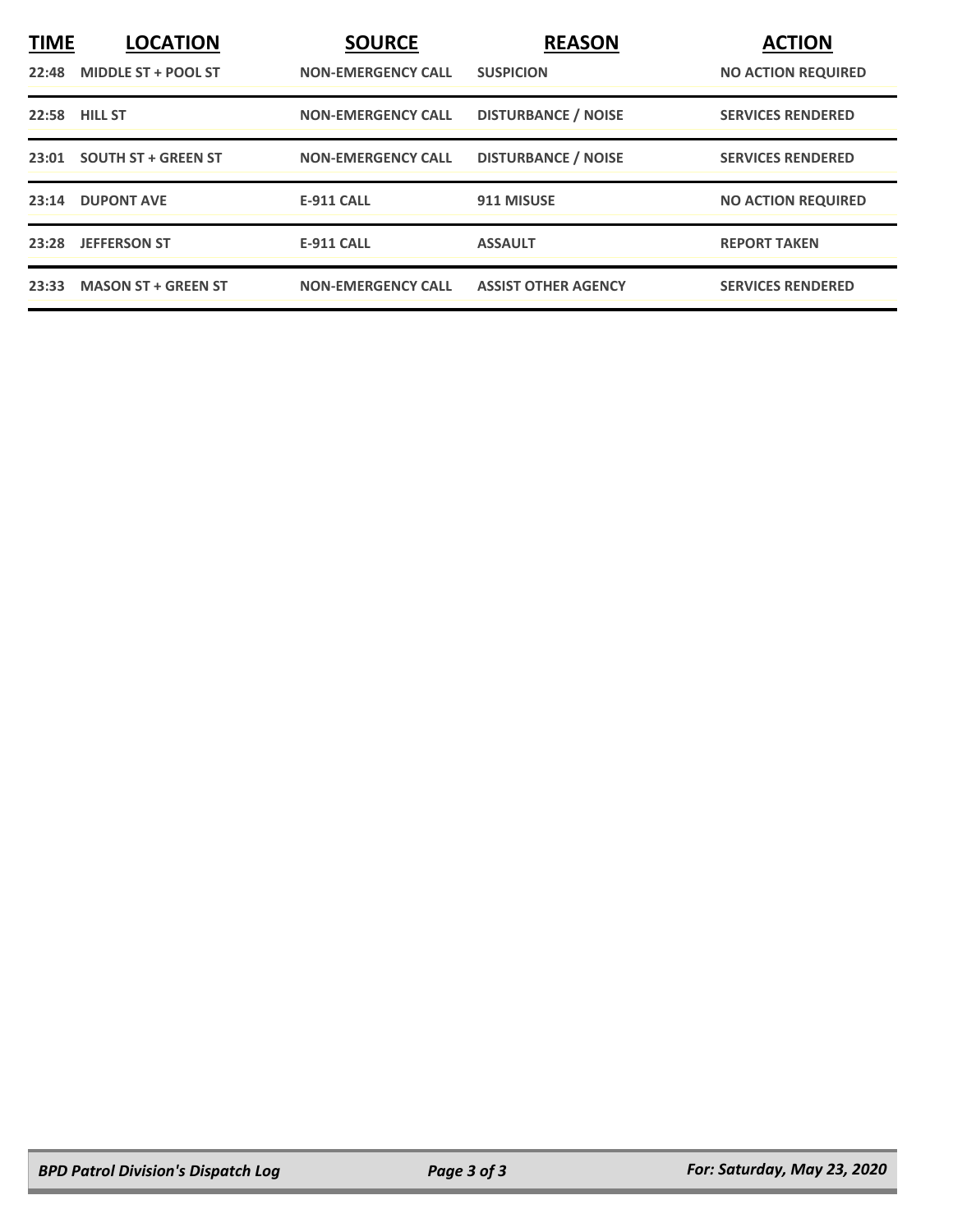| TIME | LOCATION | SOURCE | REASON | ACTION |
|---|---|---|---|---|
| 22:48 | MIDDLE ST + POOL ST | NON-EMERGENCY CALL | SUSPICION | NO ACTION REQUIRED |
| 22:58 | HILL ST | NON-EMERGENCY CALL | DISTURBANCE / NOISE | SERVICES RENDERED |
| 23:01 | SOUTH ST + GREEN ST | NON-EMERGENCY CALL | DISTURBANCE / NOISE | SERVICES RENDERED |
| 23:14 | DUPONT AVE | E-911 CALL | 911 MISUSE | NO ACTION REQUIRED |
| 23:28 | JEFFERSON ST | E-911 CALL | ASSAULT | REPORT TAKEN |
| 23:33 | MASON ST + GREEN ST | NON-EMERGENCY CALL | ASSIST OTHER AGENCY | SERVICES RENDERED |